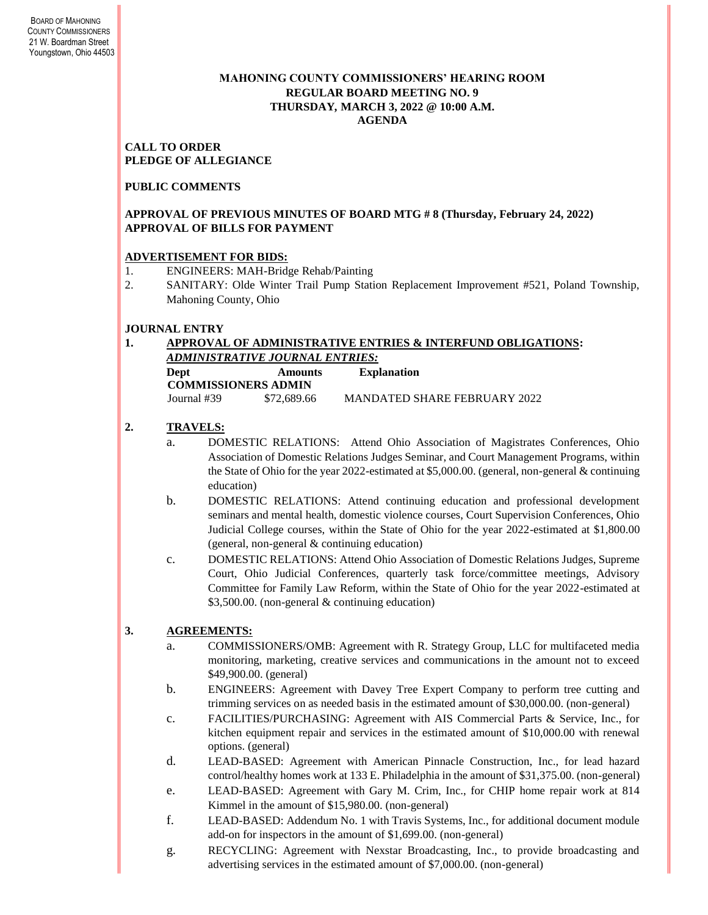BOARD OF MAHONING COUNTY COMMISSIONERS
21 W. Boardman Street
Youngstown, Ohio 44503

# MAHONING COUNTY COMMISSIONERS' HEARING ROOM
## REGULAR BOARD MEETING NO. 9
## THURSDAY, MARCH 3, 2022 @ 10:00 A.M.
## AGENDA

**CALL TO ORDER**
**PLEDGE OF ALLEGIANCE**

**PUBLIC COMMENTS**

**APPROVAL OF PREVIOUS MINUTES OF BOARD MTG # 8 (Thursday, February 24, 2022)**
**APPROVAL OF BILLS FOR PAYMENT**

**ADVERTISEMENT FOR BIDS:**

1. ENGINEERS: MAH-Bridge Rehab/Painting
2. SANITARY: Olde Winter Trail Pump Station Replacement Improvement #521, Poland Township, Mahoning County, Ohio

**JOURNAL ENTRY**

**1. APPROVAL OF ADMINISTRATIVE ENTRIES & INTERFUND OBLIGATIONS:**

***ADMINISTRATIVE JOURNAL ENTRIES:***

| Dept | Amounts | Explanation |
|---|---|---|
| **COMMISSIONERS ADMIN** | | |
| Journal #39 | $72,689.66 | MANDATED SHARE FEBRUARY 2022 |

**2. TRAVELS:**

a. DOMESTIC RELATIONS: Attend Ohio Association of Magistrates Conferences, Ohio Association of Domestic Relations Judges Seminar, and Court Management Programs, within the State of Ohio for the year 2022-estimated at $5,000.00. (general, non-general & continuing education)

b. DOMESTIC RELATIONS: Attend continuing education and professional development seminars and mental health, domestic violence courses, Court Supervision Conferences, Ohio Judicial College courses, within the State of Ohio for the year 2022-estimated at $1,800.00 (general, non-general & continuing education)

c. DOMESTIC RELATIONS: Attend Ohio Association of Domestic Relations Judges, Supreme Court, Ohio Judicial Conferences, quarterly task force/committee meetings, Advisory Committee for Family Law Reform, within the State of Ohio for the year 2022-estimated at $3,500.00. (non-general & continuing education)

**3. AGREEMENTS:**

a. COMMISSIONERS/OMB: Agreement with R. Strategy Group, LLC for multifaceted media monitoring, marketing, creative services and communications in the amount not to exceed $49,900.00. (general)

b. ENGINEERS: Agreement with Davey Tree Expert Company to perform tree cutting and trimming services on as needed basis in the estimated amount of $30,000.00. (non-general)

c. FACILITIES/PURCHASING: Agreement with AIS Commercial Parts & Service, Inc., for kitchen equipment repair and services in the estimated amount of $10,000.00 with renewal options. (general)

d. LEAD-BASED: Agreement with American Pinnacle Construction, Inc., for lead hazard control/healthy homes work at 133 E. Philadelphia in the amount of $31,375.00. (non-general)

e. LEAD-BASED: Agreement with Gary M. Crim, Inc., for CHIP home repair work at 814 Kimmel in the amount of $15,980.00. (non-general)

f. LEAD-BASED: Addendum No. 1 with Travis Systems, Inc., for additional document module add-on for inspectors in the amount of $1,699.00. (non-general)

g. RECYCLING: Agreement with Nexstar Broadcasting, Inc., to provide broadcasting and advertising services in the estimated amount of $7,000.00. (non-general)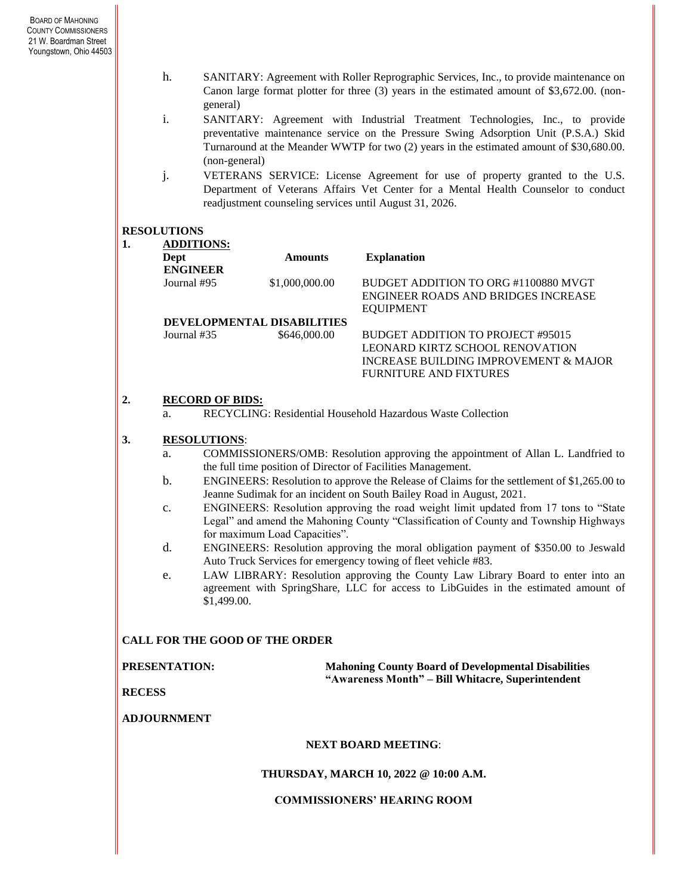h. SANITARY: Agreement with Roller Reprographic Services, Inc., to provide maintenance on Canon large format plotter for three (3) years in the estimated amount of $3,672.00. (non-general)

i. SANITARY: Agreement with Industrial Treatment Technologies, Inc., to provide preventative maintenance service on the Pressure Swing Adsorption Unit (P.S.A.) Skid Turnaround at the Meander WWTP for two (2) years in the estimated amount of $30,680.00. (non-general)

j. VETERANS SERVICE: License Agreement for use of property granted to the U.S. Department of Veterans Affairs Vet Center for a Mental Health Counselor to conduct readjustment counseling services until August 31, 2026.

**RESOLUTIONS**

1. **ADDITIONS:**

| **Dept** | **Amounts** | **Explanation** |
|---|---|---|
| **ENGINEER** | | |
| Journal #95 | $1,000,000.00 | BUDGET ADDITION TO ORG #1100880 MVGT ENGINEER ROADS AND BRIDGES INCREASE EQUIPMENT |
| **DEVELOPMENTAL DISABILITIES** | | |
| Journal #35 | $646,000.00 | BUDGET ADDITION TO PROJECT #95015 LEONARD KIRTZ SCHOOL RENOVATION INCREASE BUILDING IMPROVEMENT & MAJOR FURNITURE AND FIXTURES |

2. **RECORD OF BIDS:**

   a. RECYCLING: Residential Household Hazardous Waste Collection

3. **RESOLUTIONS**:

   a. COMMISSIONERS/OMB: Resolution approving the appointment of Allan L. Landfried to the full time position of Director of Facilities Management.

   b. ENGINEERS: Resolution to approve the Release of Claims for the settlement of $1,265.00 to Jeanne Sudimak for an incident on South Bailey Road in August, 2021.

   c. ENGINEERS: Resolution approving the road weight limit updated from 17 tons to "State Legal" and amend the Mahoning County "Classification of County and Township Highways for maximum Load Capacities".

   d. ENGINEERS: Resolution approving the moral obligation payment of $350.00 to Jeswald Auto Truck Services for emergency towing of fleet vehicle #83.

   e. LAW LIBRARY: Resolution approving the County Law Library Board to enter into an agreement with SpringShare, LLC for access to LibGuides in the estimated amount of $1,499.00.

**CALL FOR THE GOOD OF THE ORDER**

**PRESENTATION:** **Mahoning County Board of Developmental Disabilities "Awareness Month" – Bill Whitacre, Superintendent**

**RECESS**

**ADJOURNMENT**

**NEXT BOARD MEETING**:

**THURSDAY, MARCH 10, 2022 @ 10:00 A.M.**

**COMMISSIONERS' HEARING ROOM**